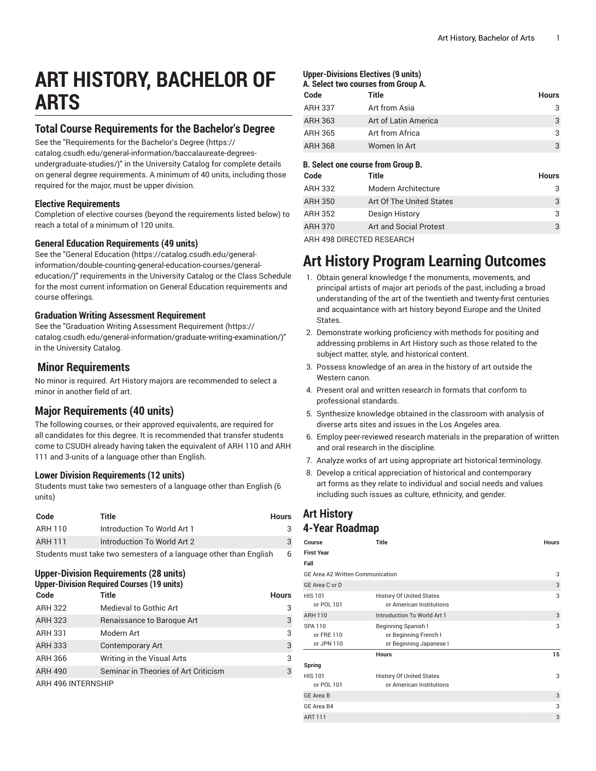# ART HISTORY, BACHELOR OF ARTS

## Total Course Requirements for the Bachelor's Degree

See the "Requirements for the Bachelor's Degree (https://catalog.csudh.edu/general-information/baccalaureate-degrees-undergraduate-studies/)" in the University Catalog for complete details on general degree requirements. A minimum of 40 units, including those required for the major, must be upper division.

### Elective Requirements

Completion of elective courses (beyond the requirements listed below) to reach a total of a minimum of 120 units.

### General Education Requirements (49 units)

See the "General Education (https://catalog.csudh.edu/general-information/double-counting-general-education-courses/general-education/)" requirements in the University Catalog or the Class Schedule for the most current information on General Education requirements and course offerings.

### Graduation Writing Assessment Requirement

See the "Graduation Writing Assessment Requirement (https://catalog.csudh.edu/general-information/graduate-writing-examination/)" in the University Catalog.

## Minor Requirements

No minor is required. Art History majors are recommended to select a minor in another field of art.

## Major Requirements (40 units)

The following courses, or their approved equivalents, are required for all candidates for this degree. It is recommended that transfer students come to CSUDH already having taken the equivalent of ARH 110 and ARH 111 and 3-units of a language other than English.

### Lower Division Requirements (12 units)

Students must take two semesters of a language other than English (6 units)

| Code | Title | Hours |
|---|---|---|
| ARH 110 | Introduction To World Art 1 | 3 |
| ARH 111 | Introduction To World Art 2 | 3 |
| Students must take two semesters of a language other than English | | 6 |

### Upper-Division Requirements (28 units)

#### Upper-Division Required Courses (19 units)

| Code | Title | Hours |
|---|---|---|
| ARH 322 | Medieval to Gothic Art | 3 |
| ARH 323 | Renaissance to Baroque Art | 3 |
| ARH 331 | Modern Art | 3 |
| ARH 333 | Contemporary Art | 3 |
| ARH 366 | Writing in the Visual Arts | 3 |
| ARH 490 | Seminar in Theories of Art Criticism | 3 |
| ARH 496 INTERNSHIP | | |

#### Upper-Divisions Electives (9 units)

**A. Select two courses from Group A.**

| Code | Title | Hours |
|---|---|---|
| ARH 337 | Art from Asia | 3 |
| ARH 363 | Art of Latin America | 3 |
| ARH 365 | Art from Africa | 3 |
| ARH 368 | Women In Art | 3 |

**B. Select one course from Group B.**

| Code | Title | Hours |
|---|---|---|
| ARH 332 | Modern Architecture | 3 |
| ARH 350 | Art Of The United States | 3 |
| ARH 352 | Design History | 3 |
| ARH 370 | Art and Social Protest | 3 |
| ARH 498 DIRECTED RESEARCH | | |

# Art History Program Learning Outcomes

1. Obtain general knowledge f the monuments, movements, and principal artists of major art periods of the past, including a broad understanding of the art of the twentieth and twenty-first centuries and acquaintance with art history beyond Europe and the United States.
2. Demonstrate working proficiency with methods for positing and addressing problems in Art History such as those related to the subject matter, style, and historical content.
3. Possess knowledge of an area in the history of art outside the Western canon.
4. Present oral and written research in formats that conform to professional standards.
5. Synthesize knowledge obtained in the classroom with analysis of diverse arts sites and issues in the Los Angeles area.
6. Employ peer-reviewed research materials in the preparation of written and oral research in the discipline.
7. Analyze works of art using appropriate art historical terminology.
8. Develop a critical appreciation of historical and contemporary art forms as they relate to individual and social needs and values including such issues as culture, ethnicity, and gender.

## Art History 4-Year Roadmap

| Course | Title | Hours |
|---|---|---|
| **First Year** | | |
| **Fall** | | |
| GE Area A2 Written Communication | | 3 |
| GE Area C or D | | 3 |
| HIS 101<br>or POL 101 | History Of United States<br>or American Institutions | 3 |
| ARH 110 | Introduction To World Art 1 | 3 |
| SPA 110<br>or FRE 110<br>or JPN 110 | Beginning Spanish I<br>or Beginning French I<br>or Beginning Japanese I | 3 |
| | **Hours** | **15** |
| **Spring** | | |
| HIS 101<br>or POL 101 | History Of United States<br>or American Institutions | 3 |
| GE Area B | | 3 |
| GE Area B4 | | 3 |
| ART 111 | | 3 |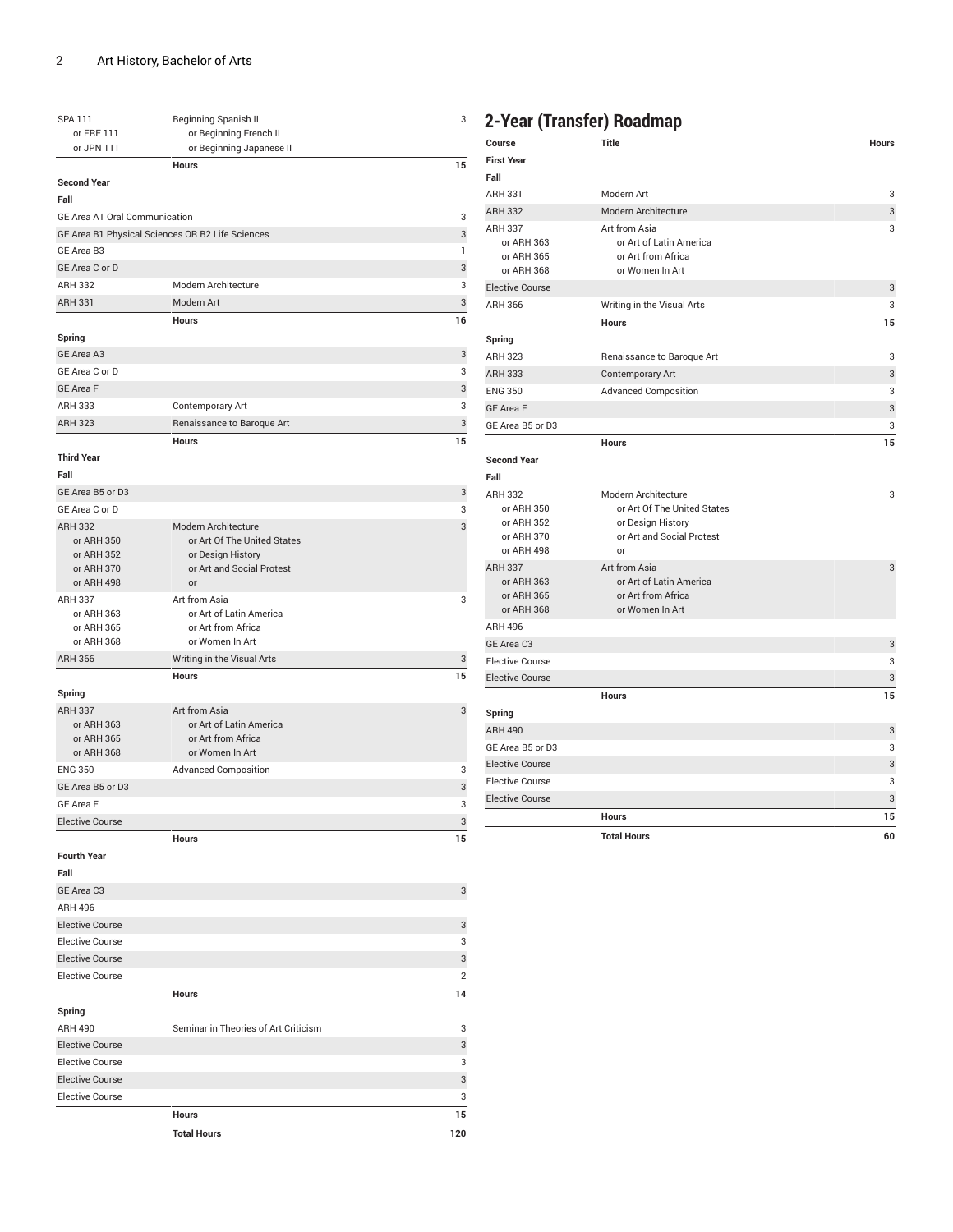| Course | Title | Hours |
| --- | --- | --- |
| SPA 111<br>or FRE 111<br>or JPN 111 | Beginning Spanish II<br>or Beginning French II<br>or Beginning Japanese II | 3 |
| | **Hours** | **15** |
| **Second Year** | | |
| **Fall** | | |
| GE Area A1 Oral Communication | | 3 |
| GE Area B1 Physical Sciences OR B2 Life Sciences | | 3 |
| GE Area B3 | | 1 |
| GE Area C or D | | 3 |
| ARH 332 | Modern Architecture | 3 |
| ARH 331 | Modern Art | 3 |
| | **Hours** | **16** |
| **Spring** | | |
| GE Area A3 | | 3 |
| GE Area C or D | | 3 |
| GE Area F | | 3 |
| ARH 333 | Contemporary Art | 3 |
| ARH 323 | Renaissance to Baroque Art | 3 |
| | **Hours** | **15** |
| **Third Year** | | |
| **Fall** | | |
| GE Area B5 or D3 | | 3 |
| GE Area C or D | | 3 |
| ARH 332<br>or ARH 350<br>or ARH 352<br>or ARH 370<br>or ARH 498 | Modern Architecture<br>or Art Of The United States<br>or Design History<br>or Art and Social Protest<br>or | 3 |
| ARH 337<br>or ARH 363<br>or ARH 365<br>or ARH 368 | Art from Asia<br>or Art of Latin America<br>or Art from Africa<br>or Women In Art | 3 |
| ARH 366 | Writing in the Visual Arts | 3 |
| | **Hours** | **15** |
| **Spring** | | |
| ARH 337<br>or ARH 363<br>or ARH 365<br>or ARH 368 | Art from Asia<br>or Art of Latin America<br>or Art from Africa<br>or Women In Art | 3 |
| ENG 350 | Advanced Composition | 3 |
| GE Area B5 or D3 | | 3 |
| GE Area E | | 3 |
| Elective Course | | 3 |
| | **Hours** | **15** |
| **Fourth Year** | | |
| **Fall** | | |
| GE Area C3 | | 3 |
| ARH 496 | | |
| Elective Course | | 3 |
| Elective Course | | 3 |
| Elective Course | | 3 |
| Elective Course | | 2 |
| | **Hours** | **14** |
| **Spring** | | |
| ARH 490 | Seminar in Theories of Art Criticism | 3 |
| Elective Course | | 3 |
| Elective Course | | 3 |
| Elective Course | | 3 |
| Elective Course | | 3 |
| | **Hours** | **15** |
| | **Total Hours** | **120** |

## 2-Year (Transfer) Roadmap

| Course | Title | Hours |
| --- | --- | --- |
| **First Year** | | |
| **Fall** | | |
| ARH 331 | Modern Art | 3 |
| ARH 332 | Modern Architecture | 3 |
| ARH 337<br>or ARH 363<br>or ARH 365<br>or ARH 368 | Art from Asia<br>or Art of Latin America<br>or Art from Africa<br>or Women In Art | 3 |
| Elective Course | | 3 |
| ARH 366 | Writing in the Visual Arts | 3 |
| | **Hours** | **15** |
| **Spring** | | |
| ARH 323 | Renaissance to Baroque Art | 3 |
| ARH 333 | Contemporary Art | 3 |
| ENG 350 | Advanced Composition | 3 |
| GE Area E | | 3 |
| GE Area B5 or D3 | | 3 |
| | **Hours** | **15** |
| **Second Year** | | |
| **Fall** | | |
| ARH 332<br>or ARH 350<br>or ARH 352<br>or ARH 370<br>or ARH 498 | Modern Architecture<br>or Art Of The United States<br>or Design History<br>or Art and Social Protest<br>or | 3 |
| ARH 337<br>or ARH 363<br>or ARH 365<br>or ARH 368 | Art from Asia<br>or Art of Latin America<br>or Art from Africa<br>or Women In Art | 3 |
| ARH 496 | | |
| GE Area C3 | | 3 |
| Elective Course | | 3 |
| Elective Course | | 3 |
| | **Hours** | **15** |
| **Spring** | | |
| ARH 490 | | 3 |
| GE Area B5 or D3 | | 3 |
| Elective Course | | 3 |
| Elective Course | | 3 |
| Elective Course | | 3 |
| | **Hours** | **15** |
| | **Total Hours** | **60** |